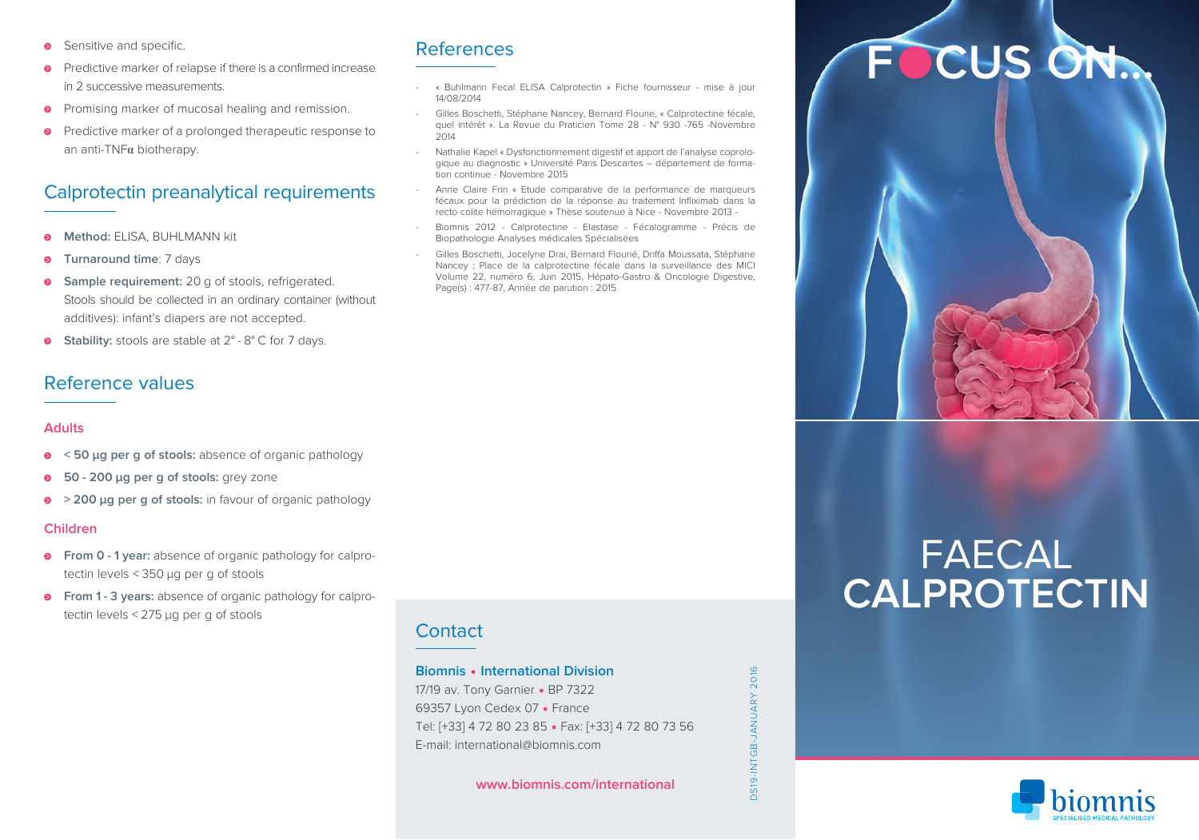- Sensitive and specific.
- Predictive marker of relapse if there is a confirmed increase in 2 successive measurements.
- Promising marker of mucosal healing and remission.
- Predictive marker of a prolonged therapeutic response to an anti-TNFα biotherapy.

## Calprotectin preanalytical requirements

- **Method:** ELISA, BUHLMANN kit
- **Turnaround time**: 7 days
- **Sample requirement:** 20 g of stools, refrigerated. Stools should be collected in an ordinary container (without additives): infant's diapers are not accepted.
- **Stability:** stools are stable at 2° - 8° C for 7 days.

## Reference values

### Adults

- < **50 µg per g of stools:** absence of organic pathology
- **50 - 200 µg per g of stools:** grey zone
- > **200 µg per g of stools:** in favour of organic pathology

### Children

- **From 0 - 1 year:** absence of organic pathology for calprotectin levels < 350 µg per g of stools
- **From 1 - 3 years:** absence of organic pathology for calprotectin levels < 275 µg per g of stools

## References

- « Buhlmann Fecal ELISA Calprotectin » Fiche fournisseur - mise à jour 14/08/2014
- Gilles Boschetti, Stéphane Nancey, Bernard Flourie, « Calprotectine fécale, quel intérêt ». La Revue du Praticien Tome 28 - N° 930 -765 -Novembre 2014
- Nathalie Kapel « Dysfonctionnement digestif et apport de l'analyse coprologique au diagnostic » Université Paris Descartes – département de formation continue - Novembre 2015
- Anne Claire Frin « Etude comparative de la performance de marqueurs fécaux pour la prédiction de la réponse au traitement Infliximab dans la recto colite hémorragique » Thèse soutenue à Nice - Novembre 2013 -
- Biomnis 2012 - Calprotectine - Elastase - Fécalogramme - Précis de Biopathologie Analyses médicales Spécialisées
- Gilles Boschetti, Jocelyne Drai, Bernard Flourié, Driffa Moussata, Stéphane Nancey ; Place de la calprotectine fécale dans la surveillance des MICI Volume 22, numéro 6, Juin 2015, Hépato-Gastro & Oncologie Digestive, Page(s) : 477-87, Année de parution : 2015

## Contact

**Biomnis • International Division**
17/19 av. Tony Garnier • BP 7322
69357 Lyon Cedex 07 • France
Tel: [+33] 4 72 80 23 85 • Fax: [+33] 4 72 80 73 56
E-mail: international@biomnis.com

**www.biomnis.com/international**

DS19-INTGB-JANUARY 2016

# FOCUS ON...

# FAECAL **CALPROTECTIN**

biomnis
SPECIALISED MEDICAL PATHOLOGY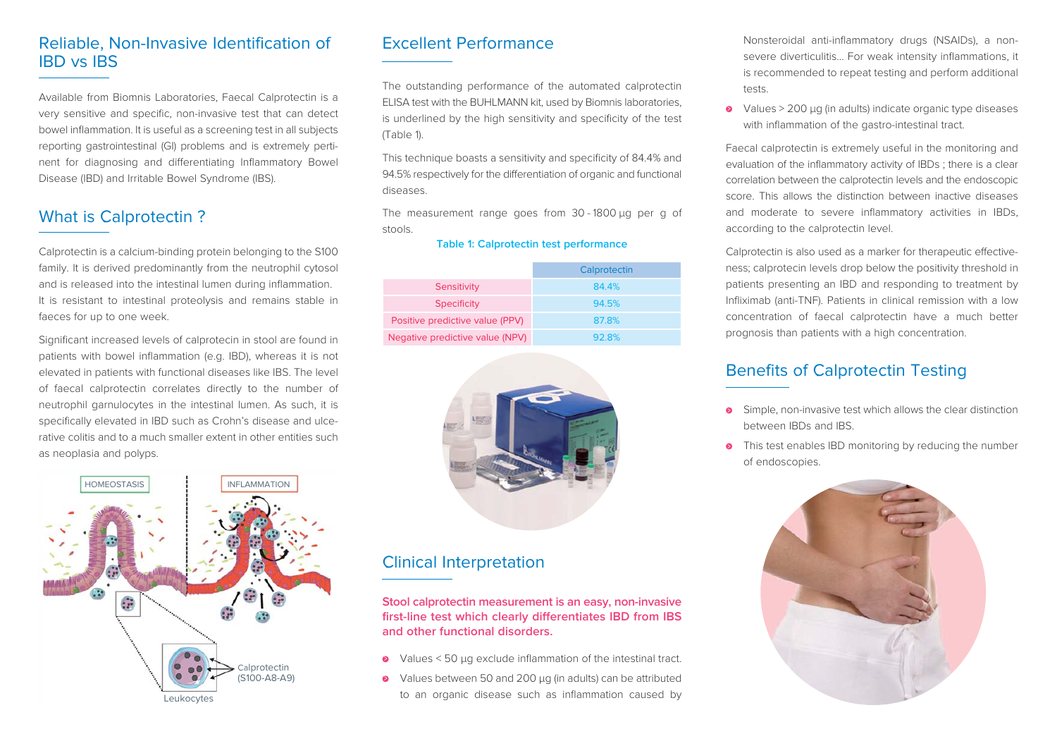## Reliable, Non-Invasive Identification of IBD vs IBS

Available from Biomnis Laboratories, Faecal Calprotectin is a very sensitive and specific, non-invasive test that can detect bowel inflammation. It is useful as a screening test in all subjects reporting gastrointestinal (GI) problems and is extremely pertinent for diagnosing and differentiating Inflammatory Bowel Disease (IBD) and Irritable Bowel Syndrome (IBS).

## What is Calprotectin ?

Calprotectin is a calcium-binding protein belonging to the S100 family. It is derived predominantly from the neutrophil cytosol and is released into the intestinal lumen during inflammation. It is resistant to intestinal proteolysis and remains stable in faeces for up to one week.

Significant increased levels of calprotecin in stool are found in patients with bowel inflammation (e.g. IBD), whereas it is not elevated in patients with functional diseases like IBS. The level of faecal calprotectin correlates directly to the number of neutrophil garnulocytes in the intestinal lumen. As such, it is specifically elevated in IBD such as Crohn's disease and ulcerative colitis and to a much smaller extent in other entities such as neoplasia and polyps.

HOMEOSTASIS

INFLAMMATION

Calprotectin (S100-A8-A9)

Leukocytes

## Excellent Performance

The outstanding performance of the automated calprotectin ELISA test with the BUHLMANN kit, used by Biomnis laboratories, is underlined by the high sensitivity and specificity of the test (Table 1).

This technique boasts a sensitivity and specificity of 84.4% and 94.5% respectively for the differentiation of organic and functional diseases.

The measurement range goes from 30 - 1800 µg per g of stools.

**Table 1: Calprotectin test performance**

| | Calprotectin |
|---|---|
| Sensitivity | 84.4% |
| Specificity | 94.5% |
| Positive predictive value (PPV) | 87.8% |
| Negative predictive value (NPV) | 92.8% |

## Clinical Interpretation

**Stool calprotectin measurement is an easy, non-invasive first-line test which clearly differentiates IBD from IBS and other functional disorders.**

- Values < 50 µg exclude inflammation of the intestinal tract.
- Values between 50 and 200 µg (in adults) can be attributed to an organic disease such as inflammation caused by Nonsteroidal anti-inflammatory drugs (NSAIDs), a non-severe diverticulitis... For weak intensity inflammations, it is recommended to repeat testing and perform additional tests.
- Values > 200 µg (in adults) indicate organic type diseases with inflammation of the gastro-intestinal tract.

Faecal calprotectin is extremely useful in the monitoring and evaluation of the inflammatory activity of IBDs ; there is a clear correlation between the calprotectin levels and the endoscopic score. This allows the distinction between inactive diseases and moderate to severe inflammatory activities in IBDs, according to the calprotectin level.

Calprotectin is also used as a marker for therapeutic effectiveness; calprotecin levels drop below the positivity threshold in patients presenting an IBD and responding to treatment by Infliximab (anti-TNF). Patients in clinical remission with a low concentration of faecal calprotectin have a much better prognosis than patients with a high concentration.

## Benefits of Calprotectin Testing

- Simple, non-invasive test which allows the clear distinction between IBDs and IBS.
- This test enables IBD monitoring by reducing the number of endoscopies.